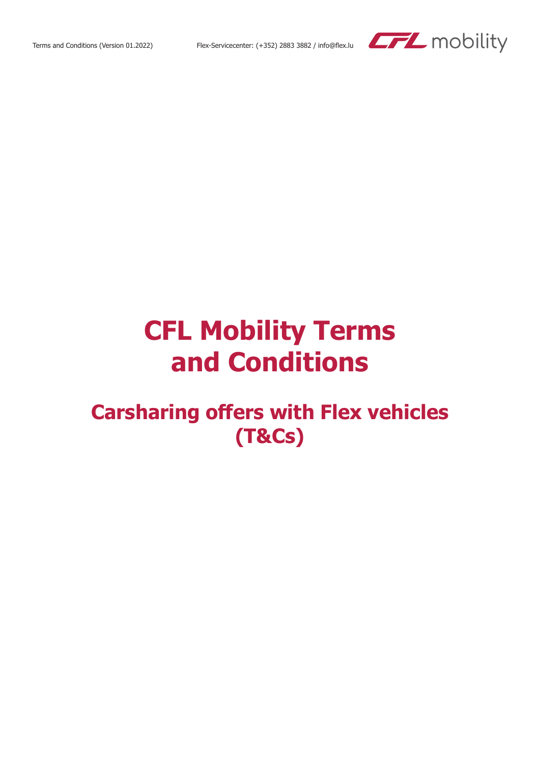# CFL Mobility Terms and Conditions

## Carsharing offers with Flex vehicles (T&Cs)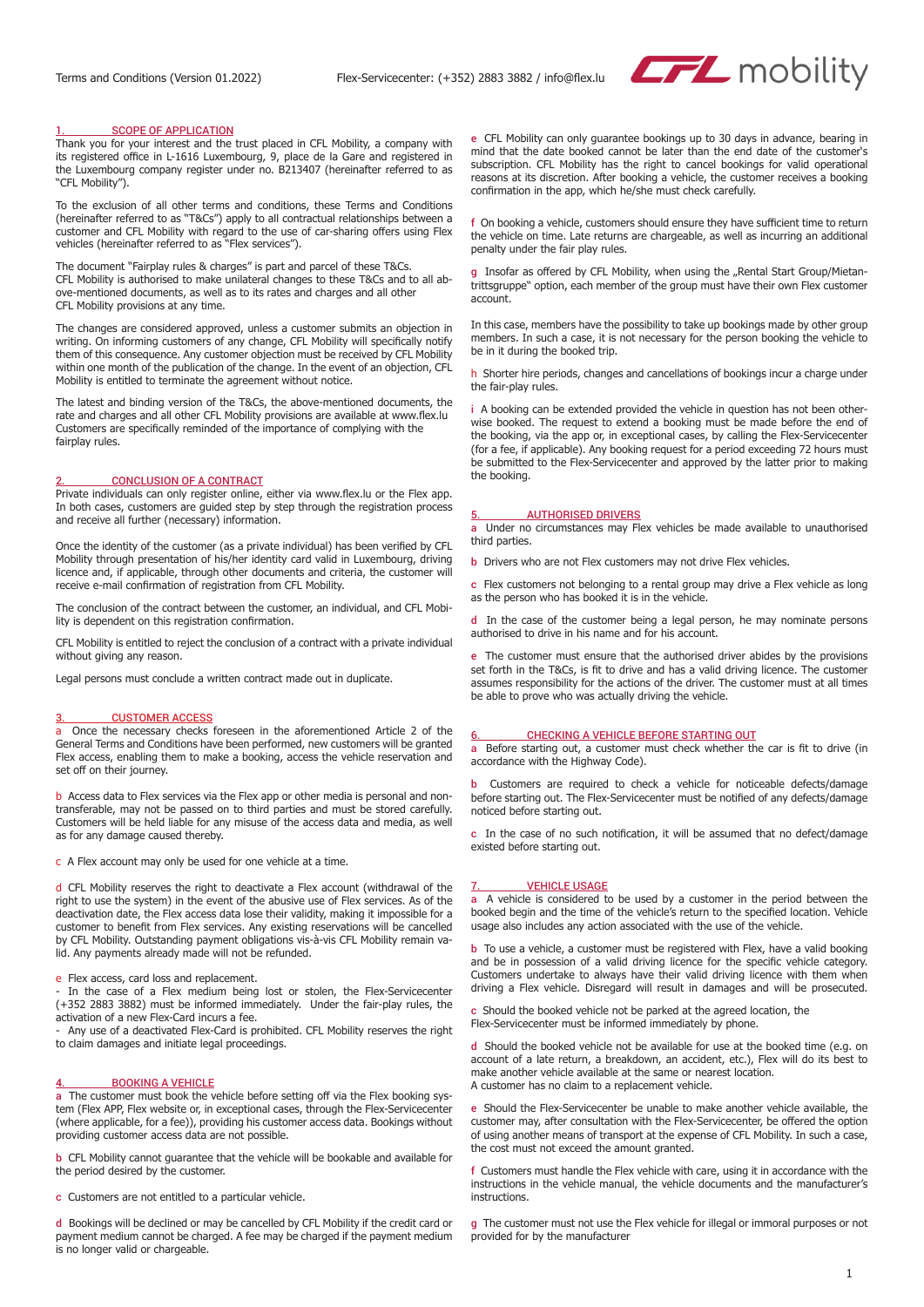## 1. SCOPE OF APPLICATION

Thank you for your interest and the trust placed in CFL Mobility, a company with its registered office in L-1616 Luxembourg, 9, place de la Gare and registered in the Luxembourg company register under no. B213407 (hereinafter referred to as "CFL Mobility").

To the exclusion of all other terms and conditions, these Terms and Conditions (hereinafter referred to as "T&Cs") apply to all contractual relationships between a customer and CFL Mobility with regard to the use of car-sharing offers using Flex vehicles (hereinafter referred to as "Flex services").

The document "Fairplay rules & charges" is part and parcel of these T&Cs. CFL Mobility is authorised to make unilateral changes to these T&Cs and to all above-mentioned documents, as well as to its rates and charges and all other CFL Mobility provisions at any time.

The changes are considered approved, unless a customer submits an objection in writing. On informing customers of any change, CFL Mobility will specifically notify them of this consequence. Any customer objection must be received by CFL Mobility within one month of the publication of the change. In the event of an objection, CFL Mobility is entitled to terminate the agreement without notice.

The latest and binding version of the T&Cs, the above-mentioned documents, the rate and charges and all other CFL Mobility provisions are available at www.flex.lu Customers are specifically reminded of the importance of complying with the fairplay rules.

## 2. CONCLUSION OF A CONTRACT

Private individuals can only register online, either via www.flex.lu or the Flex app. In both cases, customers are guided step by step through the registration process and receive all further (necessary) information.

Once the identity of the customer (as a private individual) has been verified by CFL Mobility through presentation of his/her identity card valid in Luxembourg, driving licence and, if applicable, through other documents and criteria, the customer will receive e-mail confirmation of registration from CFL Mobility.

The conclusion of the contract between the customer, an individual, and CFL Mobility is dependent on this registration confirmation.

CFL Mobility is entitled to reject the conclusion of a contract with a private individual without giving any reason.

Legal persons must conclude a written contract made out in duplicate.

## 3. CUSTOMER ACCESS

**a** Once the necessary checks foreseen in the aforementioned Article 2 of the General Terms and Conditions have been performed, new customers will be granted Flex access, enabling them to make a booking, access the vehicle reservation and set off on their journey.

**b** Access data to Flex services via the Flex app or other media is personal and non-transferable, may not be passed on to third parties and must be stored carefully. Customers will be held liable for any misuse of the access data and media, as well as for any damage caused thereby.

**c** A Flex account may only be used for one vehicle at a time.

**d** CFL Mobility reserves the right to deactivate a Flex account (withdrawal of the right to use the system) in the event of the abusive use of Flex services. As of the deactivation date, the Flex access data lose their validity, making it impossible for a customer to benefit from Flex services. Any existing reservations will be cancelled by CFL Mobility. Outstanding payment obligations vis-à-vis CFL Mobility remain valid. Any payments already made will not be refunded.

**e** Flex access, card loss and replacement.
- In the case of a Flex medium being lost or stolen, the Flex-Servicecenter (+352 2883 3882) must be informed immediately. Under the fair-play rules, the activation of a new Flex-Card incurs a fee.
- Any use of a deactivated Flex-Card is prohibited. CFL Mobility reserves the right to claim damages and initiate legal proceedings.

## 4. BOOKING A VEHICLE

**a** The customer must book the vehicle before setting off via the Flex booking system (Flex APP, Flex website or, in exceptional cases, through the Flex-Servicecenter (where applicable, for a fee)), providing his customer access data. Bookings without providing customer access data are not possible.

**b** CFL Mobility cannot guarantee that the vehicle will be bookable and available for the period desired by the customer.

**c** Customers are not entitled to a particular vehicle.

**d** Bookings will be declined or may be cancelled by CFL Mobility if the credit card or payment medium cannot be charged. A fee may be charged if the payment medium is no longer valid or chargeable.

**e** CFL Mobility can only guarantee bookings up to 30 days in advance, bearing in mind that the date booked cannot be later than the end date of the customer's subscription. CFL Mobility has the right to cancel bookings for valid operational reasons at its discretion. After booking a vehicle, the customer receives a booking confirmation in the app, which he/she must check carefully.

**f** On booking a vehicle, customers should ensure they have sufficient time to return the vehicle on time. Late returns are chargeable, as well as incurring an additional penalty under the fair play rules.

**g** Insofar as offered by CFL Mobility, when using the „Rental Start Group/Mietantrittsgruppe" option, each member of the group must have their own Flex customer account.

In this case, members have the possibility to take up bookings made by other group members. In such a case, it is not necessary for the person booking the vehicle to be in it during the booked trip.

**h** Shorter hire periods, changes and cancellations of bookings incur a charge under the fair-play rules.

**i** A booking can be extended provided the vehicle in question has not been otherwise booked. The request to extend a booking must be made before the end of the booking, via the app or, in exceptional cases, by calling the Flex-Servicecenter (for a fee, if applicable). Any booking request for a period exceeding 72 hours must be submitted to the Flex-Servicecenter and approved by the latter prior to making the booking.

## 5. AUTHORISED DRIVERS

**a** Under no circumstances may Flex vehicles be made available to unauthorised third parties.

**b** Drivers who are not Flex customers may not drive Flex vehicles.

**c** Flex customers not belonging to a rental group may drive a Flex vehicle as long as the person who has booked it is in the vehicle.

**d** In the case of the customer being a legal person, he may nominate persons authorised to drive in his name and for his account.

**e** The customer must ensure that the authorised driver abides by the provisions set forth in the T&Cs, is fit to drive and has a valid driving licence. The customer assumes responsibility for the actions of the driver. The customer must at all times be able to prove who was actually driving the vehicle.

## 6. CHECKING A VEHICLE BEFORE STARTING OUT

**a** Before starting out, a customer must check whether the car is fit to drive (in accordance with the Highway Code).

**b** Customers are required to check a vehicle for noticeable defects/damage before starting out. The Flex-Servicecenter must be notified of any defects/damage noticed before starting out.

**c** In the case of no such notification, it will be assumed that no defect/damage existed before starting out.

## 7. VEHICLE USAGE

**a** A vehicle is considered to be used by a customer in the period between the booked begin and the time of the vehicle's return to the specified location. Vehicle usage also includes any action associated with the use of the vehicle.

**b** To use a vehicle, a customer must be registered with Flex, have a valid booking and be in possession of a valid driving licence for the specific vehicle category. Customers undertake to always have their valid driving licence with them when driving a Flex vehicle. Disregard will result in damages and will be prosecuted.

**c** Should the booked vehicle not be parked at the agreed location, the Flex-Servicecenter must be informed immediately by phone.

**d** Should the booked vehicle not be available for use at the booked time (e.g. on account of a late return, a breakdown, an accident, etc.), Flex will do its best to make another vehicle available at the same or nearest location.
A customer has no claim to a replacement vehicle.

**e** Should the Flex-Servicecenter be unable to make another vehicle available, the customer may, after consultation with the Flex-Servicecenter, be offered the option of using another means of transport at the expense of CFL Mobility. In such a case, the cost must not exceed the amount granted.

**f** Customers must handle the Flex vehicle with care, using it in accordance with the instructions in the vehicle manual, the vehicle documents and the manufacturer's instructions.

**g** The customer must not use the Flex vehicle for illegal or immoral purposes or not provided for by the manufacturer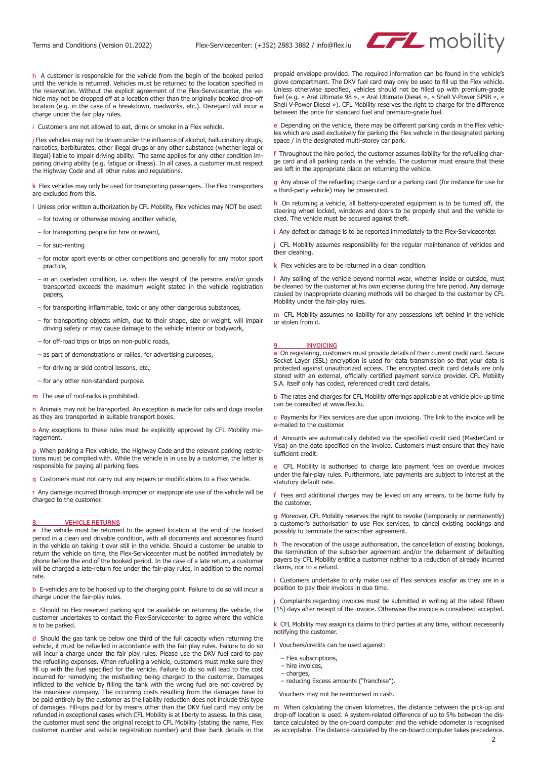**h** A customer is responsible for the vehicle from the begin of the booked period until the vehicle is returned. Vehicles must be returned to the location specified in the reservation. Without the explicit agreement of the Flex-Servicecenter, the vehicle may not be dropped off at a location other than the originally booked drop-off location (e.g. in the case of a breakdown, roadworks, etc.). Disregard will incur a charge under the fair play rules.

**i** Customers are not allowed to eat, drink or smoke in a Flex vehicle.

**j** Flex vehicles may not be driven under the influence of alcohol, hallucinatory drugs, narcotics, barbiturates, other illegal drugs or any other substance (whether legal or illegal) liable to impair driving ability. The same applies for any other condition impairing driving ability (e.g. fatigue or illness). In all cases, a customer must respect the Highway Code and all other rules and regulations.

**k** Flex vehicles may only be used for transporting passengers. The Flex transporters are excluded from this.

**l** Unless prior written authorization by CFL Mobility, Flex vehicles may NOT be used:

- for towing or otherwise moving another vehicle,
- for transporting people for hire or reward,
- for sub-renting
- for motor sport events or other competitions and generally for any motor sport practice,
- in an overladen condition, i.e. when the weight of the persons and/or goods transported exceeds the maximum weight stated in the vehicle registration papers,
- for transporting inflammable, toxic or any other dangerous substances,
- for transporting objects which, due to their shape, size or weight, will impair driving safety or may cause damage to the vehicle interior or bodywork,
- for off-road trips or trips on non-public roads,
- as part of demonstrations or rallies, for advertising purposes,
- for driving or skid control lessons, etc.,
- for any other non-standard purpose.

**m** The use of roof-racks is prohibited.

**n** Animals may not be transported. An exception is made for cats and dogs insofar as they are transported in suitable transport boxes.

**o** Any exceptions to these rules must be explicitly approved by CFL Mobility management.

**p** When parking a Flex vehicle, the Highway Code and the relevant parking restrictions must be complied with. While the vehicle is in use by a customer, the latter is responsible for paying all parking fees.

**q** Customers must not carry out any repairs or modifications to a Flex vehicle.

**r** Any damage incurred through improper or inappropriate use of the vehicle will be charged to the customer.

## 8. VEHICLE RETURNS

**a** The vehicle must be returned to the agreed location at the end of the booked period in a clean and drivable condition, with all documents and accessories found in the vehicle on taking it over still in the vehicle. Should a customer be unable to return the vehicle on time, the Flex-Servicecenter must be notified immediately by phone before the end of the booked period. In the case of a late return, a customer will be charged a late-return fee under the fair-play rules, in addition to the normal rate.

**b** E-vehicles are to be hooked up to the charging point. Failure to do so will incur a charge under the fair-play rules.

**c** Should no Flex reserved parking spot be available on returning the vehicle, the customer undertakes to contact the Flex-Servicecenter to agree where the vehicle is to be parked.

**d** Should the gas tank be below one third of the full capacity when returning the vehicle, it must be refuelled in accordance with the fair play rules. Failure to do so will incur a charge under the fair play rules. Please use the DKV fuel card to pay the refuelling expenses. When refuelling a vehicle, customers must make sure they fill up with the fuel specified for the vehicle. Failure to do so will lead to the cost incurred for remedying the misfuelling being charged to the customer. Damages inflicted to the vehicle by filling the tank with the wrong fuel are not covered by the insurance company. The occurring costs resulting from the damages have to be paid entirely by the customer as the liability reduction does not include this type of damages. Fill-ups paid for by means other than the DKV fuel card may only be refunded in exceptional cases which CFL Mobility is at liberty to assess. In this case, the customer must send the original receipt to CFL Mobility (stating the name, Flex customer number and vehicle registration number) and their bank details in the prepaid envelope provided. The required information can be found in the vehicle's glove compartment. The DKV fuel card may only be used to fill up the Flex vehicle. Unless otherwise specified, vehicles should not be filled up with premium-grade fuel (e.g. « Aral Ultimate 98 », « Aral Ultimate Diesel », « Shell V-Power SP98 », « Shell V-Power Diesel »). CFL Mobility reserves the right to charge for the difference between the price for standard fuel and premium-grade fuel.

**e** Depending on the vehicle, there may be different parking cards in the Flex vehicles which are used exclusively for parking the Flex vehicle in the designated parking space / in the designated multi-storey car park.

**f** Throughout the hire period, the customer assumes liability for the refuelling charge card and all parking cards in the vehicle. The customer must ensure that these are left in the appropriate place on returning the vehicle.

**g** Any abuse of the refuelling charge card or a parking card (for instance for use for a third-party vehicle) may be prosecuted.

**h** On returning a vehicle, all battery-operated equipment is to be turned off, the steering wheel locked, windows and doors to be properly shut and the vehicle locked. The vehicle must be secured against theft.

**i** Any defect or damage is to be reported immediately to the Flex-Servicecenter.

**j** CFL Mobility assumes responsibility for the regular maintenance of vehicles and their cleaning.

**k** Flex vehicles are to be returned in a clean condition.

**l** Any soiling of the vehicle beyond normal wear, whether inside or outside, must be cleaned by the customer at his own expense during the hire period. Any damage caused by inappropriate cleaning methods will be charged to the customer by CFL Mobility under the fair-play rules.

**m** CFL Mobility assumes no liability for any possessions left behind in the vehicle or stolen from it.

## 9. INVOICING

**a** On registering, customers must provide details of their current credit card. Secure Socket Layer (SSL) encryption is used for data transmission so that your data is protected against unauthorized access. The encrypted credit card details are only stored with an external, officially certified payment service provider. CFL Mobility S.A. itself only has coded, referenced credit card details.

**b** The rates and charges for CFL Mobility offerings applicable at vehicle pick-up time can be consulted at www.flex.lu.

**c** Payments for Flex services are due upon invoicing. The link to the invoice will be e-mailed to the customer.

**d** Amounts are automatically debited via the specified credit card (MasterCard or Visa) on the date specified on the invoice. Customers must ensure that they have sufficient credit.

**e** CFL Mobility is authorised to charge late payment fees on overdue invoices under the fair-play rules. Furthermore, late payments are subject to interest at the statutory default rate.

**f** Fees and additional charges may be levied on any arrears, to be borne fully by the customer.

**g** Moreover, CFL Mobility reserves the right to revoke (temporarily or permanently) a customer's authorisation to use Flex services, to cancel existing bookings and possibly to terminate the subscriber agreement.

**h** The revocation of the usage authorisation, the cancellation of existing bookings, the termination of the subscriber agreement and/or the debarment of defaulting payers by CFL Mobility entitle a customer neither to a reduction of already incurred claims, nor to a refund.

**i** Customers undertake to only make use of Flex services insofar as they are in a position to pay their invoices in due time.

**j** Complaints regarding invoices must be submitted in writing at the latest fifteen (15) days after receipt of the invoice. Otherwise the invoice is considered accepted.

**k** CFL Mobility may assign its claims to third parties at any time, without necessarily notifying the customer.

**l** Vouchers/credits can be used against:

- Flex subscriptions,
- hire invoices,
- charges,
- reducing Excess amounts ("franchise").

Vouchers may not be reimbursed in cash.

**m** When calculating the driven kilometres, the distance between the pick-up and drop-off location is used. A system-related difference of up to 5% between the distance calculated by the on-board computer and the vehicle odometer is recognised as acceptable. The distance calculated by the on-board computer takes precedence.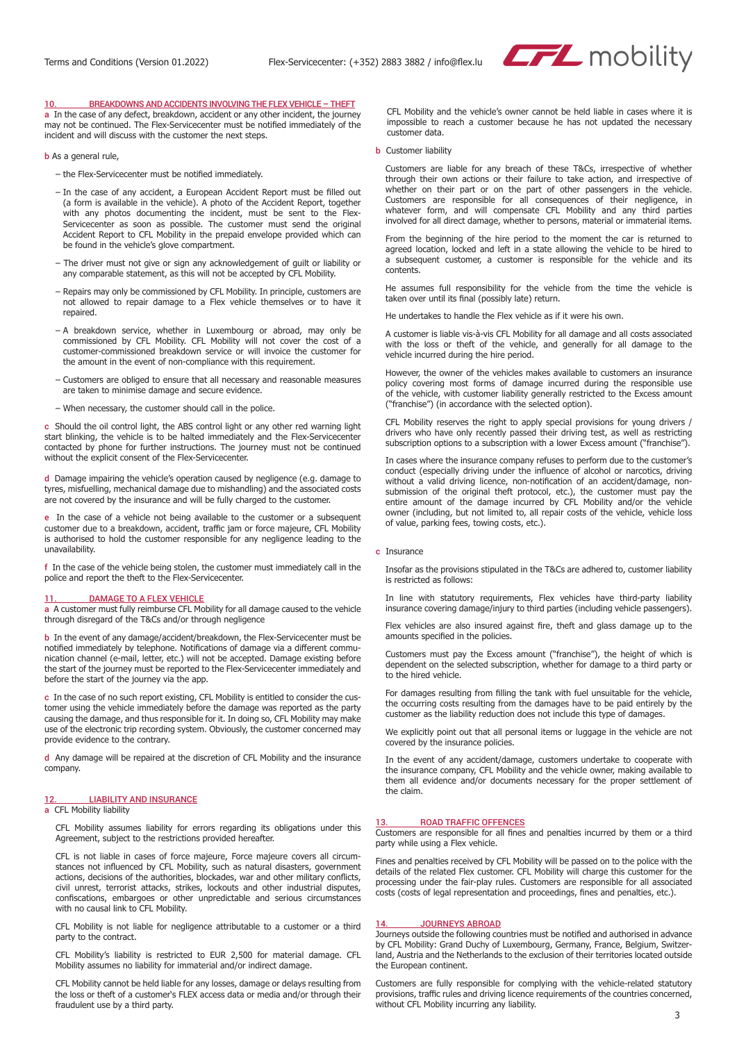## 10. BREAKDOWNS AND ACCIDENTS INVOLVING THE FLEX VEHICLE – THEFT

a In the case of any defect, breakdown, accident or any other incident, the journey may not be continued. The Flex-Servicecenter must be notified immediately of the incident and will discuss with the customer the next steps.

b As a general rule,

- the Flex-Servicecenter must be notified immediately.
- In the case of any accident, a European Accident Report must be filled out (a form is available in the vehicle). A photo of the Accident Report, together with any photos documenting the incident, must be sent to the Flex-Servicecenter as soon as possible. The customer must send the original Accident Report to CFL Mobility in the prepaid envelope provided which can be found in the vehicle's glove compartment.
- The driver must not give or sign any acknowledgement of guilt or liability or any comparable statement, as this will not be accepted by CFL Mobility.
- Repairs may only be commissioned by CFL Mobility. In principle, customers are not allowed to repair damage to a Flex vehicle themselves or to have it repaired.
- A breakdown service, whether in Luxembourg or abroad, may only be commissioned by CFL Mobility. CFL Mobility will not cover the cost of a customer-commissioned breakdown service or will invoice the customer for the amount in the event of non-compliance with this requirement.
- Customers are obliged to ensure that all necessary and reasonable measures are taken to minimise damage and secure evidence.
- When necessary, the customer should call in the police.

c Should the oil control light, the ABS control light or any other red warning light start blinking, the vehicle is to be halted immediately and the Flex-Servicecenter contacted by phone for further instructions. The journey must not be continued without the explicit consent of the Flex-Servicecenter.

d Damage impairing the vehicle's operation caused by negligence (e.g. damage to tyres, misfuelling, mechanical damage due to mishandling) and the associated costs are not covered by the insurance and will be fully charged to the customer.

e In the case of a vehicle not being available to the customer or a subsequent customer due to a breakdown, accident, traffic jam or force majeure, CFL Mobility is authorised to hold the customer responsible for any negligence leading to the unavailability.

f In the case of the vehicle being stolen, the customer must immediately call in the police and report the theft to the Flex-Servicecenter.

## 11. DAMAGE TO A FLEX VEHICLE

a A customer must fully reimburse CFL Mobility for all damage caused to the vehicle through disregard of the T&Cs and/or through negligence

b In the event of any damage/accident/breakdown, the Flex-Servicecenter must be notified immediately by telephone. Notifications of damage via a different communication channel (e-mail, letter, etc.) will not be accepted. Damage existing before the start of the journey must be reported to the Flex-Servicecenter immediately and before the start of the journey via the app.

c In the case of no such report existing, CFL Mobility is entitled to consider the customer using the vehicle immediately before the damage was reported as the party causing the damage, and thus responsible for it. In doing so, CFL Mobility may make use of the electronic trip recording system. Obviously, the customer concerned may provide evidence to the contrary.

d Any damage will be repaired at the discretion of CFL Mobility and the insurance company.

## 12. LIABILITY AND INSURANCE

a CFL Mobility liability

CFL Mobility assumes liability for errors regarding its obligations under this Agreement, subject to the restrictions provided hereafter.

CFL is not liable in cases of force majeure, Force majeure covers all circumstances not influenced by CFL Mobility, such as natural disasters, government actions, decisions of the authorities, blockades, war and other military conflicts, civil unrest, terrorist attacks, strikes, lockouts and other industrial disputes, confiscations, embargoes or other unpredictable and serious circumstances with no causal link to CFL Mobility.

CFL Mobility is not liable for negligence attributable to a customer or a third party to the contract.

CFL Mobility's liability is restricted to EUR 2,500 for material damage. CFL Mobility assumes no liability for immaterial and/or indirect damage.

CFL Mobility cannot be held liable for any losses, damage or delays resulting from the loss or theft of a customer's FLEX access data or media and/or through their fraudulent use by a third party.

CFL Mobility and the vehicle's owner cannot be held liable in cases where it is impossible to reach a customer because he has not updated the necessary customer data.

b Customer liability

Customers are liable for any breach of these T&Cs, irrespective of whether through their own actions or their failure to take action, and irrespective of whether on their part or on the part of other passengers in the vehicle. Customers are responsible for all consequences of their negligence, in whatever form, and will compensate CFL Mobility and any third parties involved for all direct damage, whether to persons, material or immaterial items.

From the beginning of the hire period to the moment the car is returned to agreed location, locked and left in a state allowing the vehicle to be hired to a subsequent customer, a customer is responsible for the vehicle and its contents.

He assumes full responsibility for the vehicle from the time the vehicle is taken over until its final (possibly late) return.

He undertakes to handle the Flex vehicle as if it were his own.

A customer is liable vis-à-vis CFL Mobility for all damage and all costs associated with the loss or theft of the vehicle, and generally for all damage to the vehicle incurred during the hire period.

However, the owner of the vehicles makes available to customers an insurance policy covering most forms of damage incurred during the responsible use of the vehicle, with customer liability generally restricted to the Excess amount ("franchise") (in accordance with the selected option).

CFL Mobility reserves the right to apply special provisions for young drivers / drivers who have only recently passed their driving test, as well as restricting subscription options to a subscription with a lower Excess amount ("franchise").

In cases where the insurance company refuses to perform due to the customer's conduct (especially driving under the influence of alcohol or narcotics, driving without a valid driving licence, non-notification of an accident/damage, non-submission of the original theft protocol, etc.), the customer must pay the entire amount of the damage incurred by CFL Mobility and/or the vehicle owner (including, but not limited to, all repair costs of the vehicle, vehicle loss of value, parking fees, towing costs, etc.).

c Insurance

Insofar as the provisions stipulated in the T&Cs are adhered to, customer liability is restricted as follows:

In line with statutory requirements, Flex vehicles have third-party liability insurance covering damage/injury to third parties (including vehicle passengers).

Flex vehicles are also insured against fire, theft and glass damage up to the amounts specified in the policies.

Customers must pay the Excess amount ("franchise"), the height of which is dependent on the selected subscription, whether for damage to a third party or to the hired vehicle.

For damages resulting from filling the tank with fuel unsuitable for the vehicle, the occurring costs resulting from the damages have to be paid entirely by the customer as the liability reduction does not include this type of damages.

We explicitly point out that all personal items or luggage in the vehicle are not covered by the insurance policies.

In the event of any accident/damage, customers undertake to cooperate with the insurance company, CFL Mobility and the vehicle owner, making available to them all evidence and/or documents necessary for the proper settlement of the claim.

## 13. ROAD TRAFFIC OFFENCES

Customers are responsible for all fines and penalties incurred by them or a third party while using a Flex vehicle.

Fines and penalties received by CFL Mobility will be passed on to the police with the details of the related Flex customer. CFL Mobility will charge this customer for the processing under the fair-play rules. Customers are responsible for all associated costs (costs of legal representation and proceedings, fines and penalties, etc.).

## 14. JOURNEYS ABROAD

Journeys outside the following countries must be notified and authorised in advance by CFL Mobility: Grand Duchy of Luxembourg, Germany, France, Belgium, Switzerland, Austria and the Netherlands to the exclusion of their territories located outside the European continent.

Customers are fully responsible for complying with the vehicle-related statutory provisions, traffic rules and driving licence requirements of the countries concerned, without CFL Mobility incurring any liability.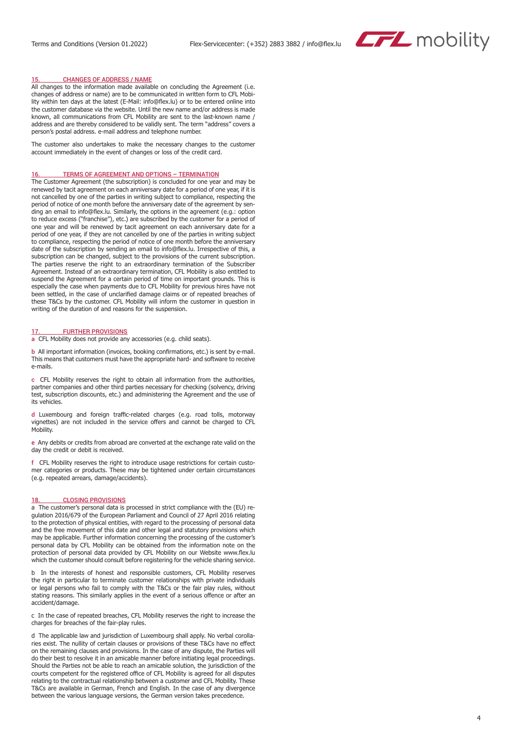## 15. CHANGES OF ADDRESS / NAME

All changes to the information made available on concluding the Agreement (i.e. changes of address or name) are to be communicated in written form to CFL Mobility within ten days at the latest (E-Mail: info@flex.lu) or to be entered online into the customer database via the website. Until the new name and/or address is made known, all communications from CFL Mobility are sent to the last-known name / address and are thereby considered to be validly sent. The term "address" covers a person's postal address. e-mail address and telephone number.

The customer also undertakes to make the necessary changes to the customer account immediately in the event of changes or loss of the credit card.

## 16. TERMS OF AGREEMENT AND OPTIONS – TERMINATION

The Customer Agreement (the subscription) is concluded for one year and may be renewed by tacit agreement on each anniversary date for a period of one year, if it is not cancelled by one of the parties in writing subject to compliance, respecting the period of notice of one month before the anniversary date of the agreement by sending an email to info@flex.lu. Similarly, the options in the agreement (e.g.: option to reduce excess ("franchise"), etc.) are subscribed by the customer for a period of one year and will be renewed by tacit agreement on each anniversary date for a period of one year, if they are not cancelled by one of the parties in writing subject to compliance, respecting the period of notice of one month before the anniversary date of the subscription by sending an email to info@flex.lu. Irrespective of this, a subscription can be changed, subject to the provisions of the current subscription. The parties reserve the right to an extraordinary termination of the Subscriber Agreement. Instead of an extraordinary termination, CFL Mobility is also entitled to suspend the Agreement for a certain period of time on important grounds. This is especially the case when payments due to CFL Mobility for previous hires have not been settled, in the case of unclarified damage claims or of repeated breaches of these T&Cs by the customer. CFL Mobility will inform the customer in question in writing of the duration of and reasons for the suspension.

## 17. FURTHER PROVISIONS

a CFL Mobility does not provide any accessories (e.g. child seats).

b All important information (invoices, booking confirmations, etc.) is sent by e-mail. This means that customers must have the appropriate hard- and software to receive e-mails.

c CFL Mobility reserves the right to obtain all information from the authorities, partner companies and other third parties necessary for checking (solvency, driving test, subscription discounts, etc.) and administering the Agreement and the use of its vehicles.

d Luxembourg and foreign traffic-related charges (e.g. road tolls, motorway vignettes) are not included in the service offers and cannot be charged to CFL Mobility.

e Any debits or credits from abroad are converted at the exchange rate valid on the day the credit or debit is received.

f CFL Mobility reserves the right to introduce usage restrictions for certain customer categories or products. These may be tightened under certain circumstances (e.g. repeated arrears, damage/accidents).

## 18. CLOSING PROVISIONS

a The customer's personal data is processed in strict compliance with the (EU) regulation 2016/679 of the European Parliament and Council of 27 April 2016 relating to the protection of physical entities, with regard to the processing of personal data and the free movement of this date and other legal and statutory provisions which may be applicable. Further information concerning the processing of the customer's personal data by CFL Mobility can be obtained from the information note on the protection of personal data provided by CFL Mobility on our Website www.flex.lu which the customer should consult before registering for the vehicle sharing service.

b In the interests of honest and responsible customers, CFL Mobility reserves the right in particular to terminate customer relationships with private individuals or legal persons who fail to comply with the T&Cs or the fair play rules, without stating reasons. This similarly applies in the event of a serious offence or after an accident/damage.

c In the case of repeated breaches, CFL Mobility reserves the right to increase the charges for breaches of the fair-play rules.

d The applicable law and jurisdiction of Luxembourg shall apply. No verbal corollaries exist. The nullity of certain clauses or provisions of these T&Cs have no effect on the remaining clauses and provisions. In the case of any dispute, the Parties will do their best to resolve it in an amicable manner before initiating legal proceedings. Should the Parties not be able to reach an amicable solution, the jurisdiction of the courts competent for the registered office of CFL Mobility is agreed for all disputes relating to the contractual relationship between a customer and CFL Mobility. These T&Cs are available in German, French and English. In the case of any divergence between the various language versions, the German version takes precedence.